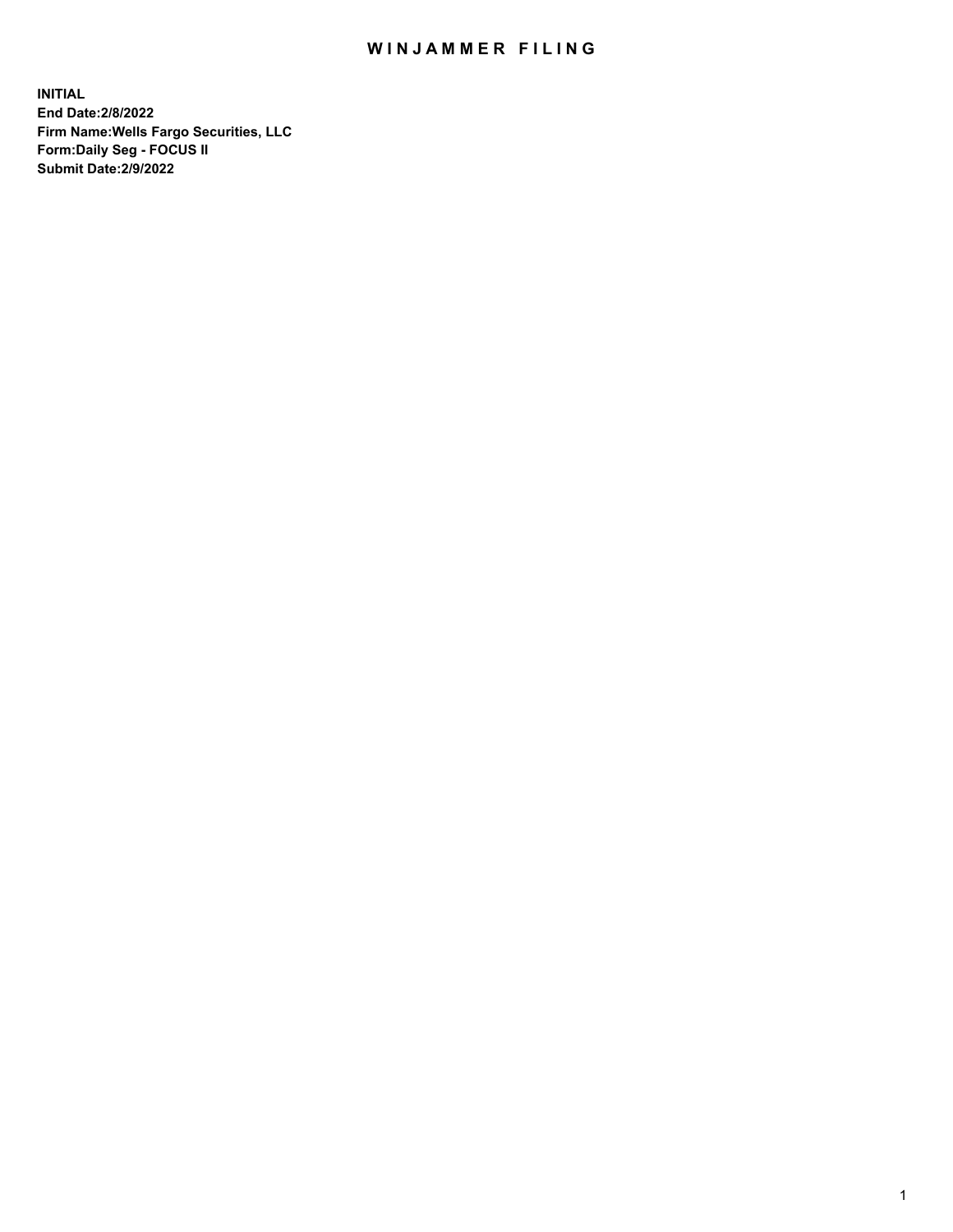# WINJAMMER FILING

**INITIAL**
**End Date:2/8/2022**
**Firm Name:Wells Fargo Securities, LLC**
**Form:Daily Seg - FOCUS II**
**Submit Date:2/9/2022**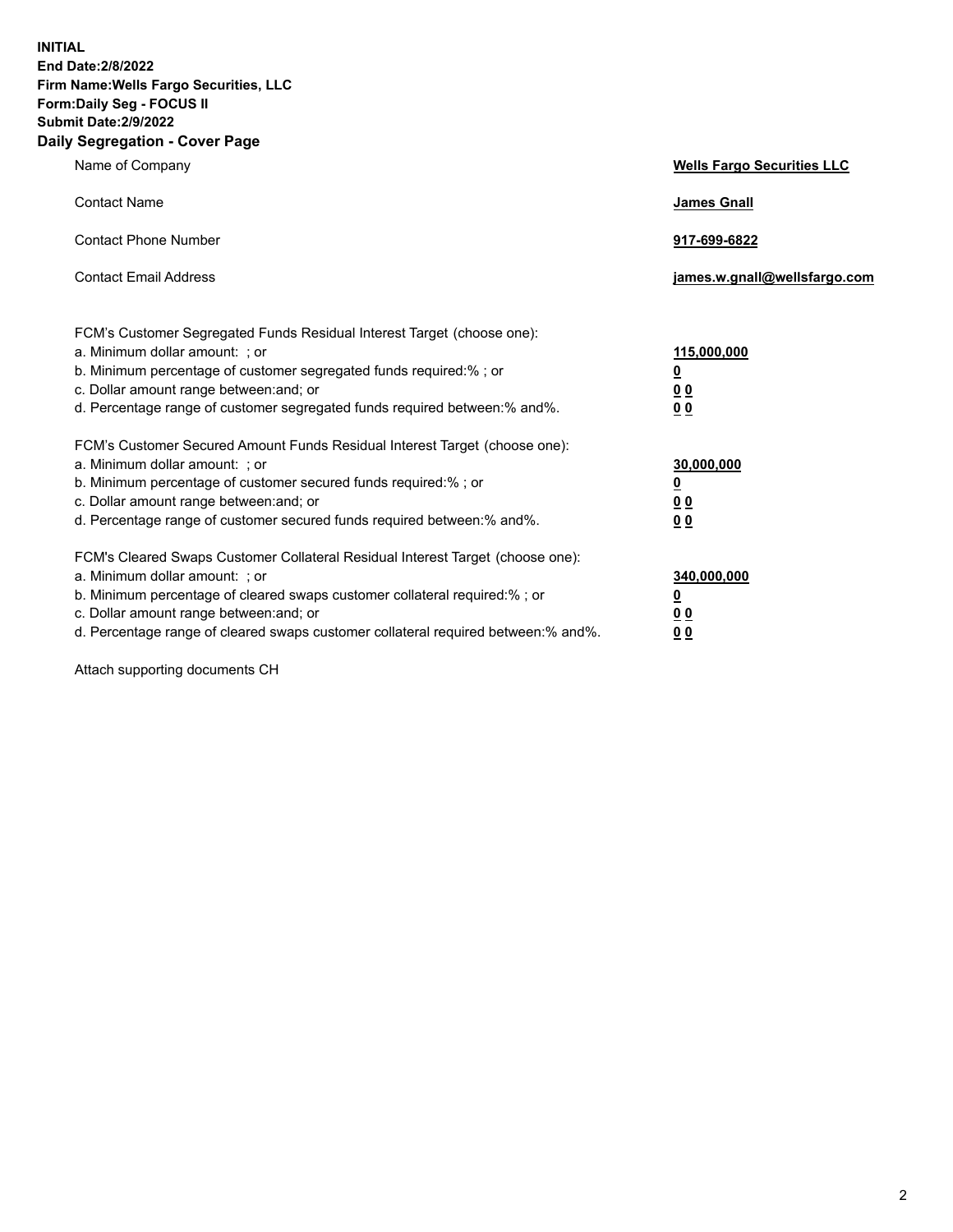**INITIAL**
**End Date:2/8/2022**
**Firm Name:Wells Fargo Securities, LLC**
**Form:Daily Seg - FOCUS II**
**Submit Date:2/9/2022**

## Daily Segregation - Cover Page

| | |
|---|---|
| Name of Company | **Wells Fargo Securities LLC** |
| Contact Name | **James Gnall** |
| Contact Phone Number | **917-699-6822** |
| Contact Email Address | **james.w.gnall@wellsfargo.com** |
| FCM's Customer Segregated Funds Residual Interest Target (choose one): | |
| a. Minimum dollar amount: ; or | **115,000,000** |
| b. Minimum percentage of customer segregated funds required:% ; or | **0** |
| c. Dollar amount range between:and; or | **0 0** |
| d. Percentage range of customer segregated funds required between:% and%. | **0 0** |
| FCM's Customer Secured Amount Funds Residual Interest Target (choose one): | |
| a. Minimum dollar amount: ; or | **30,000,000** |
| b. Minimum percentage of customer secured funds required:% ; or | **0** |
| c. Dollar amount range between:and; or | **0 0** |
| d. Percentage range of customer secured funds required between:% and%. | **0 0** |
| FCM's Cleared Swaps Customer Collateral Residual Interest Target (choose one): | |
| a. Minimum dollar amount: ; or | **340,000,000** |
| b. Minimum percentage of cleared swaps customer collateral required:% ; or | **0** |
| c. Dollar amount range between:and; or | **0 0** |
| d. Percentage range of cleared swaps customer collateral required between:% and%. | **0 0** |

Attach supporting documents CH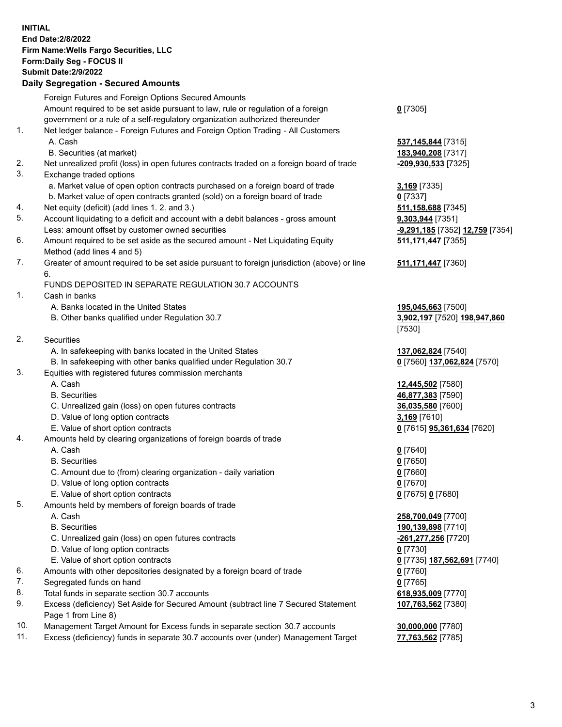**INITIAL**
**End Date:2/8/2022**
**Firm Name:Wells Fargo Securities, LLC**
**Form:Daily Seg - FOCUS II**
**Submit Date:2/9/2022**

## Daily Segregation - Secured Amounts

| | | |
|---|---|---|
| | Foreign Futures and Foreign Options Secured Amounts | |
| | Amount required to be set aside pursuant to law, rule or regulation of a foreign government or a rule of a self-regulatory organization authorized thereunder | **0** [7305] |
| 1. | Net ledger balance - Foreign Futures and Foreign Option Trading - All Customers | |
| | A. Cash | **537,145,844** [7315] |
| | B. Securities (at market) | **183,940,208** [7317] |
| 2. | Net unrealized profit (loss) in open futures contracts traded on a foreign board of trade | **-209,930,533** [7325] |
| 3. | Exchange traded options | |
| | a. Market value of open option contracts purchased on a foreign board of trade | **3,169** [7335] |
| | b. Market value of open contracts granted (sold) on a foreign board of trade | **0** [7337] |
| 4. | Net equity (deficit) (add lines 1. 2. and 3.) | **511,158,688** [7345] |
| 5. | Account liquidating to a deficit and account with a debit balances - gross amount | **9,303,944** [7351] |
| | Less: amount offset by customer owned securities | **-9,291,185** [7352] **12,759** [7354] |
| 6. | Amount required to be set aside as the secured amount - Net Liquidating Equity Method (add lines 4 and 5) | **511,171,447** [7355] |
| 7. | Greater of amount required to be set aside pursuant to foreign jurisdiction (above) or line 6. | **511,171,447** [7360] |
| | FUNDS DEPOSITED IN SEPARATE REGULATION 30.7 ACCOUNTS | |
| 1. | Cash in banks | |
| | A. Banks located in the United States | **195,045,663** [7500] |
| | B. Other banks qualified under Regulation 30.7 | **3,902,197** [7520] **198,947,860** [7530] |
| 2. | Securities | |
| | A. In safekeeping with banks located in the United States | **137,062,824** [7540] |
| | B. In safekeeping with other banks qualified under Regulation 30.7 | **0** [7560] **137,062,824** [7570] |
| 3. | Equities with registered futures commission merchants | |
| | A. Cash | **12,445,502** [7580] |
| | B. Securities | **46,877,383** [7590] |
| | C. Unrealized gain (loss) on open futures contracts | **36,035,580** [7600] |
| | D. Value of long option contracts | **3,169** [7610] |
| | E. Value of short option contracts | **0** [7615] **95,361,634** [7620] |
| 4. | Amounts held by clearing organizations of foreign boards of trade | |
| | A. Cash | **0** [7640] |
| | B. Securities | **0** [7650] |
| | C. Amount due to (from) clearing organization - daily variation | **0** [7660] |
| | D. Value of long option contracts | **0** [7670] |
| | E. Value of short option contracts | **0** [7675] **0** [7680] |
| 5. | Amounts held by members of foreign boards of trade | |
| | A. Cash | **258,700,049** [7700] |
| | B. Securities | **190,139,898** [7710] |
| | C. Unrealized gain (loss) on open futures contracts | **-261,277,256** [7720] |
| | D. Value of long option contracts | **0** [7730] |
| | E. Value of short option contracts | **0** [7735] **187,562,691** [7740] |
| 6. | Amounts with other depositories designated by a foreign board of trade | **0** [7760] |
| 7. | Segregated funds on hand | **0** [7765] |
| 8. | Total funds in separate section 30.7 accounts | **618,935,009** [7770] |
| 9. | Excess (deficiency) Set Aside for Secured Amount (subtract line 7 Secured Statement Page 1 from Line 8) | **107,763,562** [7380] |
| 10. | Management Target Amount for Excess funds in separate section 30.7 accounts | **30,000,000** [7780] |
| 11. | Excess (deficiency) funds in separate 30.7 accounts over (under) Management Target | **77,763,562** [7785] |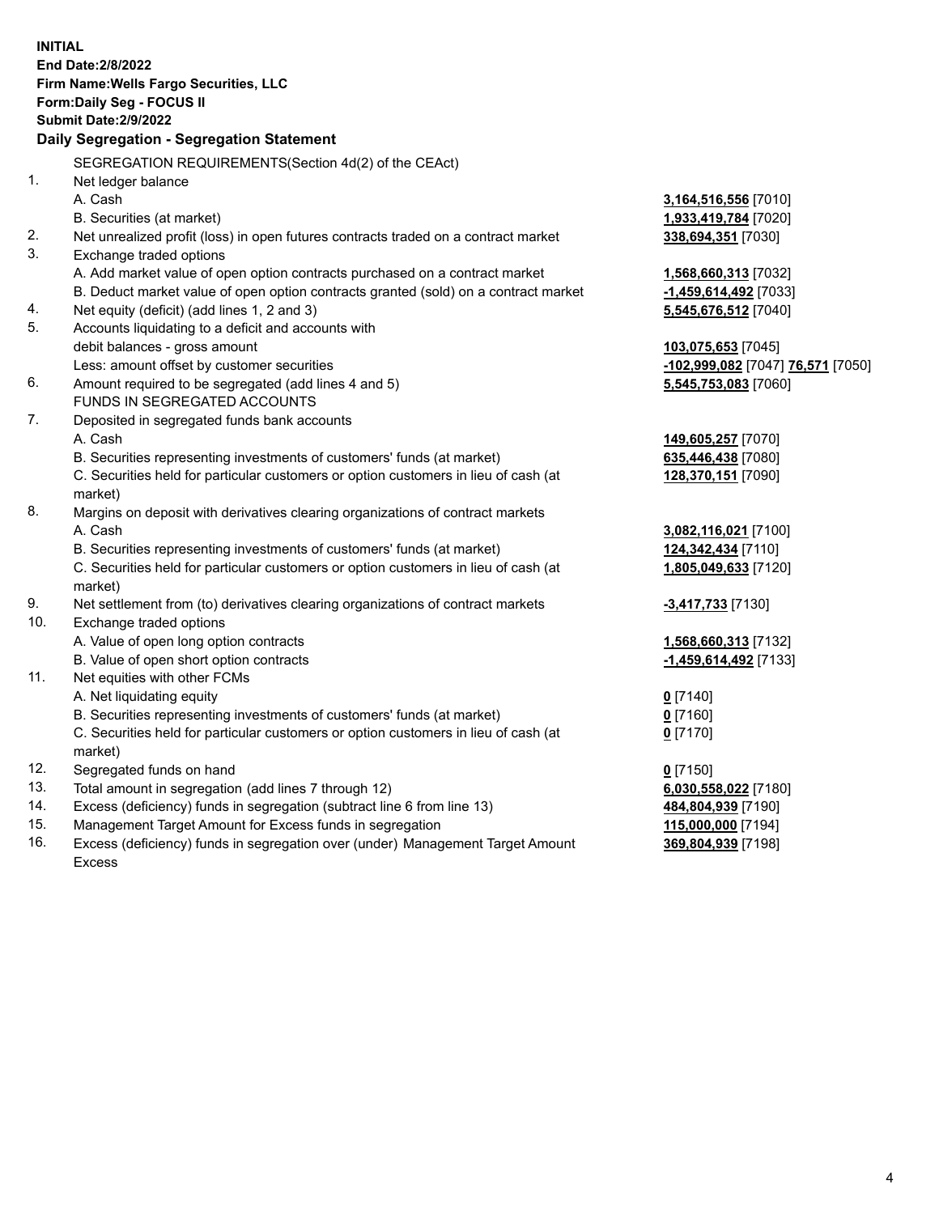**INITIAL**
**End Date:2/8/2022**
**Firm Name:Wells Fargo Securities, LLC**
**Form:Daily Seg - FOCUS II**
**Submit Date:2/9/2022**

**Daily Segregation - Segregation Statement**

| | | |
|---|---|---|
| | SEGREGATION REQUIREMENTS(Section 4d(2) of the CEAct) | |
| 1. | Net ledger balance | |
| | A. Cash | **3,164,516,556** [7010] |
| | B. Securities (at market) | **1,933,419,784** [7020] |
| 2. | Net unrealized profit (loss) in open futures contracts traded on a contract market | **338,694,351** [7030] |
| 3. | Exchange traded options | |
| | A. Add market value of open option contracts purchased on a contract market | **1,568,660,313** [7032] |
| | B. Deduct market value of open option contracts granted (sold) on a contract market | **-1,459,614,492** [7033] |
| 4. | Net equity (deficit) (add lines 1, 2 and 3) | **5,545,676,512** [7040] |
| 5. | Accounts liquidating to a deficit and accounts with | |
| | debit balances - gross amount | **103,075,653** [7045] |
| | Less: amount offset by customer securities | **-102,999,082** [7047] **76,571** [7050] |
| 6. | Amount required to be segregated (add lines 4 and 5) | **5,545,753,083** [7060] |
| | FUNDS IN SEGREGATED ACCOUNTS | |
| 7. | Deposited in segregated funds bank accounts | |
| | A. Cash | **149,605,257** [7070] |
| | B. Securities representing investments of customers' funds (at market) | **635,446,438** [7080] |
| | C. Securities held for particular customers or option customers in lieu of cash (at market) | **128,370,151** [7090] |
| 8. | Margins on deposit with derivatives clearing organizations of contract markets | |
| | A. Cash | **3,082,116,021** [7100] |
| | B. Securities representing investments of customers' funds (at market) | **124,342,434** [7110] |
| | C. Securities held for particular customers or option customers in lieu of cash (at market) | **1,805,049,633** [7120] |
| 9. | Net settlement from (to) derivatives clearing organizations of contract markets | **-3,417,733** [7130] |
| 10. | Exchange traded options | |
| | A. Value of open long option contracts | **1,568,660,313** [7132] |
| | B. Value of open short option contracts | **-1,459,614,492** [7133] |
| 11. | Net equities with other FCMs | |
| | A. Net liquidating equity | **0** [7140] |
| | B. Securities representing investments of customers' funds (at market) | **0** [7160] |
| | C. Securities held for particular customers or option customers in lieu of cash (at market) | **0** [7170] |
| 12. | Segregated funds on hand | **0** [7150] |
| 13. | Total amount in segregation (add lines 7 through 12) | **6,030,558,022** [7180] |
| 14. | Excess (deficiency) funds in segregation (subtract line 6 from line 13) | **484,804,939** [7190] |
| 15. | Management Target Amount for Excess funds in segregation | **115,000,000** [7194] |
| 16. | Excess (deficiency) funds in segregation over (under) Management Target Amount Excess | **369,804,939** [7198] |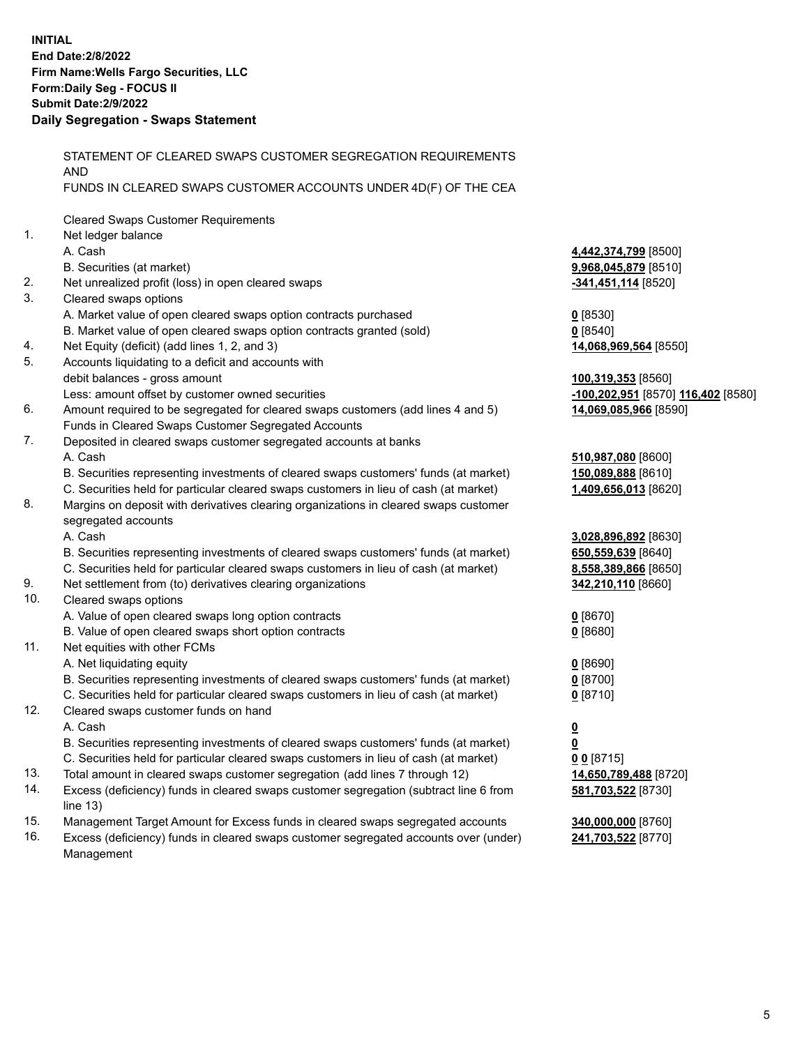**INITIAL**
**End Date:2/8/2022**
**Firm Name:Wells Fargo Securities, LLC**
**Form:Daily Seg - FOCUS II**
**Submit Date:2/9/2022**
**Daily Segregation - Swaps Statement**

STATEMENT OF CLEARED SWAPS CUSTOMER SEGREGATION REQUIREMENTS AND
FUNDS IN CLEARED SWAPS CUSTOMER ACCOUNTS UNDER 4D(F) OF THE CEA

| | | |
|---|---|---|
| | Cleared Swaps Customer Requirements | |
| 1. | Net ledger balance | |
| | A. Cash | **4,442,374,799** [8500] |
| | B. Securities (at market) | **9,968,045,879** [8510] |
| 2. | Net unrealized profit (loss) in open cleared swaps | **-341,451,114** [8520] |
| 3. | Cleared swaps options | |
| | A. Market value of open cleared swaps option contracts purchased | **0** [8530] |
| | B. Market value of open cleared swaps option contracts granted (sold) | **0** [8540] |
| 4. | Net Equity (deficit) (add lines 1, 2, and 3) | **14,068,969,564** [8550] |
| 5. | Accounts liquidating to a deficit and accounts with debit balances - gross amount | **100,319,353** [8560] |
| | Less: amount offset by customer owned securities | **-100,202,951** [8570] **116,402** [8580] |
| 6. | Amount required to be segregated for cleared swaps customers (add lines 4 and 5) | **14,069,085,966** [8590] |
| | Funds in Cleared Swaps Customer Segregated Accounts | |
| 7. | Deposited in cleared swaps customer segregated accounts at banks | |
| | A. Cash | **510,987,080** [8600] |
| | B. Securities representing investments of cleared swaps customers' funds (at market) | **150,089,888** [8610] |
| | C. Securities held for particular cleared swaps customers in lieu of cash (at market) | **1,409,656,013** [8620] |
| 8. | Margins on deposit with derivatives clearing organizations in cleared swaps customer segregated accounts | |
| | A. Cash | **3,028,896,892** [8630] |
| | B. Securities representing investments of cleared swaps customers' funds (at market) | **650,559,639** [8640] |
| | C. Securities held for particular cleared swaps customers in lieu of cash (at market) | **8,558,389,866** [8650] |
| 9. | Net settlement from (to) derivatives clearing organizations | **342,210,110** [8660] |
| 10. | Cleared swaps options | |
| | A. Value of open cleared swaps long option contracts | **0** [8670] |
| | B. Value of open cleared swaps short option contracts | **0** [8680] |
| 11. | Net equities with other FCMs | |
| | A. Net liquidating equity | **0** [8690] |
| | B. Securities representing investments of cleared swaps customers' funds (at market) | **0** [8700] |
| | C. Securities held for particular cleared swaps customers in lieu of cash (at market) | **0** [8710] |
| 12. | Cleared swaps customer funds on hand | |
| | A. Cash | **0** |
| | B. Securities representing investments of cleared swaps customers' funds (at market) | **0** |
| | C. Securities held for particular cleared swaps customers in lieu of cash (at market) | **0** **0** [8715] |
| 13. | Total amount in cleared swaps customer segregation (add lines 7 through 12) | **14,650,789,488** [8720] |
| 14. | Excess (deficiency) funds in cleared swaps customer segregation (subtract line 6 from line 13) | **581,703,522** [8730] |
| 15. | Management Target Amount for Excess funds in cleared swaps segregated accounts | **340,000,000** [8760] |
| 16. | Excess (deficiency) funds in cleared swaps customer segregated accounts over (under) Management | **241,703,522** [8770] |